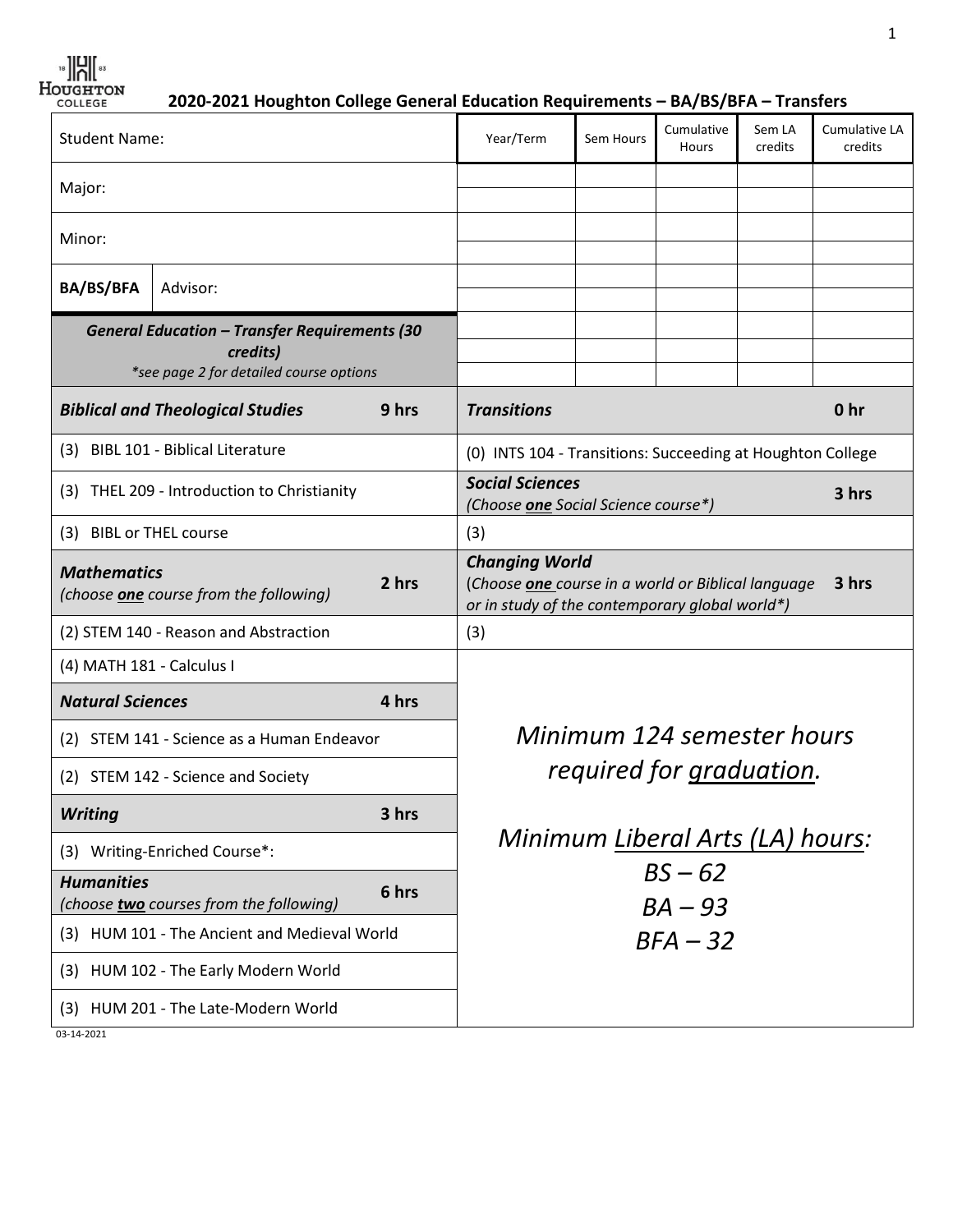# 2020-2021 Houghton College General Education Requirements – BA/BS/BFA – Transfers

| Student Name: | |
|---|---|
| Major: | |
| Minor: | |
| BA/BS/BFA | Advisor: |

| Year/Term | Sem Hours | Cumulative Hours | Sem LA credits | Cumulative LA credits |
|---|---|---|---|---|
| | | | | |
| | | | | |
| | | | | |
| | | | | |
| | | | | |
| | | | | |
| | | | | |
| | | | | |
| | | | | |

***General Education – Transfer Requirements (30 credits)***
*\*see page 2 for detailed course options*

| ***Biblical and Theological Studies*** | **9 hrs** |
|---|---|
| (3) BIBL 101 - Biblical Literature | |
| (3) THEL 209 - Introduction to Christianity | |
| (3) BIBL or THEL course | |
| ***Mathematics*** *(choose **one** course from the following)* | **2 hrs** |
| (2) STEM 140 - Reason and Abstraction | |
| (4) MATH 181 - Calculus I | |
| ***Natural Sciences*** | **4 hrs** |
| (2) STEM 141 - Science as a Human Endeavor | |
| (2) STEM 142 - Science and Society | |
| ***Writing*** | **3 hrs** |
| (3) Writing-Enriched Course*: | |
| ***Humanities*** *(choose **two** courses from the following)* | **6 hrs** |
| (3) HUM 101 - The Ancient and Medieval World | |
| (3) HUM 102 - The Early Modern World | |
| (3) HUM 201 - The Late-Modern World | |

| ***Transitions*** | **0 hr** |
|---|---|
| (0) INTS 104 - Transitions: Succeeding at Houghton College | |
| ***Social Sciences*** *(Choose **one** Social Science course\*)* | **3 hrs** |
| (3) | |
| ***Changing World*** (*Choose **one** course in a world or Biblical language or in study of the contemporary global world\*)* | **3 hrs** |
| (3) | |

*Minimum 124 semester hours required for graduation.*

*Minimum Liberal Arts (LA) hours:*
*BS – 62*
*BA – 93*
*BFA – 32*

03-14-2021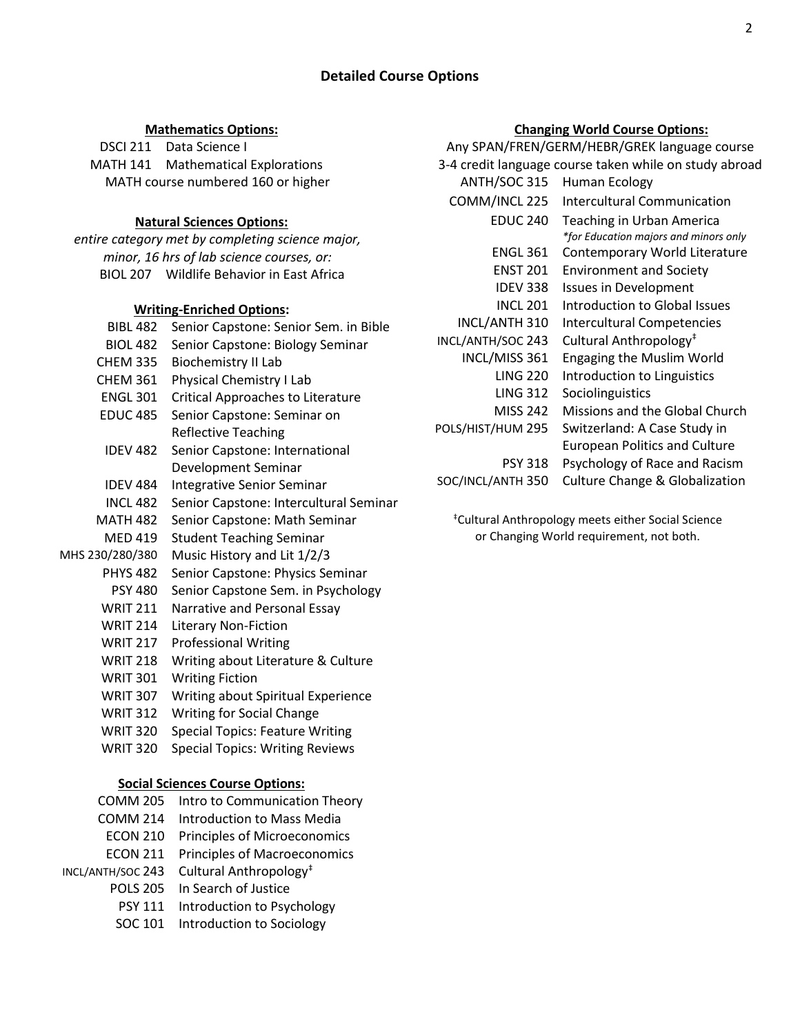## Detailed Course Options

**Mathematics Options:**

| | |
|---|---|
| DSCI 211 | Data Science I |
| MATH 141 | Mathematical Explorations |
| MATH course numbered 160 or higher | |

**Natural Sciences Options:**

*entire category met by completing science major, minor, 16 hrs of lab science courses, or:*

| | |
|---|---|
| BIOL 207 | Wildlife Behavior in East Africa |

**Writing-Enriched Options:**

| | |
|---|---|
| BIBL 482 | Senior Capstone: Senior Sem. in Bible |
| BIOL 482 | Senior Capstone: Biology Seminar |
| CHEM 335 | Biochemistry II Lab |
| CHEM 361 | Physical Chemistry I Lab |
| ENGL 301 | Critical Approaches to Literature |
| EDUC 485 | Senior Capstone: Seminar on Reflective Teaching |
| IDEV 482 | Senior Capstone: International Development Seminar |
| IDEV 484 | Integrative Senior Seminar |
| INCL 482 | Senior Capstone: Intercultural Seminar |
| MATH 482 | Senior Capstone: Math Seminar |
| MED 419 | Student Teaching Seminar |
| MHS 230/280/380 | Music History and Lit 1/2/3 |
| PHYS 482 | Senior Capstone: Physics Seminar |
| PSY 480 | Senior Capstone Sem. in Psychology |
| WRIT 211 | Narrative and Personal Essay |
| WRIT 214 | Literary Non-Fiction |
| WRIT 217 | Professional Writing |
| WRIT 218 | Writing about Literature & Culture |
| WRIT 301 | Writing Fiction |
| WRIT 307 | Writing about Spiritual Experience |
| WRIT 312 | Writing for Social Change |
| WRIT 320 | Special Topics: Feature Writing |
| WRIT 320 | Special Topics: Writing Reviews |

**Social Sciences Course Options:**

| | |
|---|---|
| COMM 205 | Intro to Communication Theory |
| COMM 214 | Introduction to Mass Media |
| ECON 210 | Principles of Microeconomics |
| ECON 211 | Principles of Macroeconomics |
| INCL/ANTH/SOC 243 | Cultural Anthropology‡ |
| POLS 205 | In Search of Justice |
| PSY 111 | Introduction to Psychology |
| SOC 101 | Introduction to Sociology |

**Changing World Course Options:**

Any SPAN/FREN/GERM/HEBR/GREK language course

3-4 credit language course taken while on study abroad

| | |
|---|---|
| ANTH/SOC 315 | Human Ecology |
| COMM/INCL 225 | Intercultural Communication |
| EDUC 240 | Teaching in Urban America *\*for Education majors and minors only* |
| ENGL 361 | Contemporary World Literature |
| ENST 201 | Environment and Society |
| IDEV 338 | Issues in Development |
| INCL 201 | Introduction to Global Issues |
| INCL/ANTH 310 | Intercultural Competencies |
| INCL/ANTH/SOC 243 | Cultural Anthropology‡ |
| INCL/MISS 361 | Engaging the Muslim World |
| LING 220 | Introduction to Linguistics |
| LING 312 | Sociolinguistics |
| MISS 242 | Missions and the Global Church |
| POLS/HIST/HUM 295 | Switzerland: A Case Study in European Politics and Culture |
| PSY 318 | Psychology of Race and Racism |
| SOC/INCL/ANTH 350 | Culture Change & Globalization |

‡Cultural Anthropology meets either Social Science or Changing World requirement, not both.